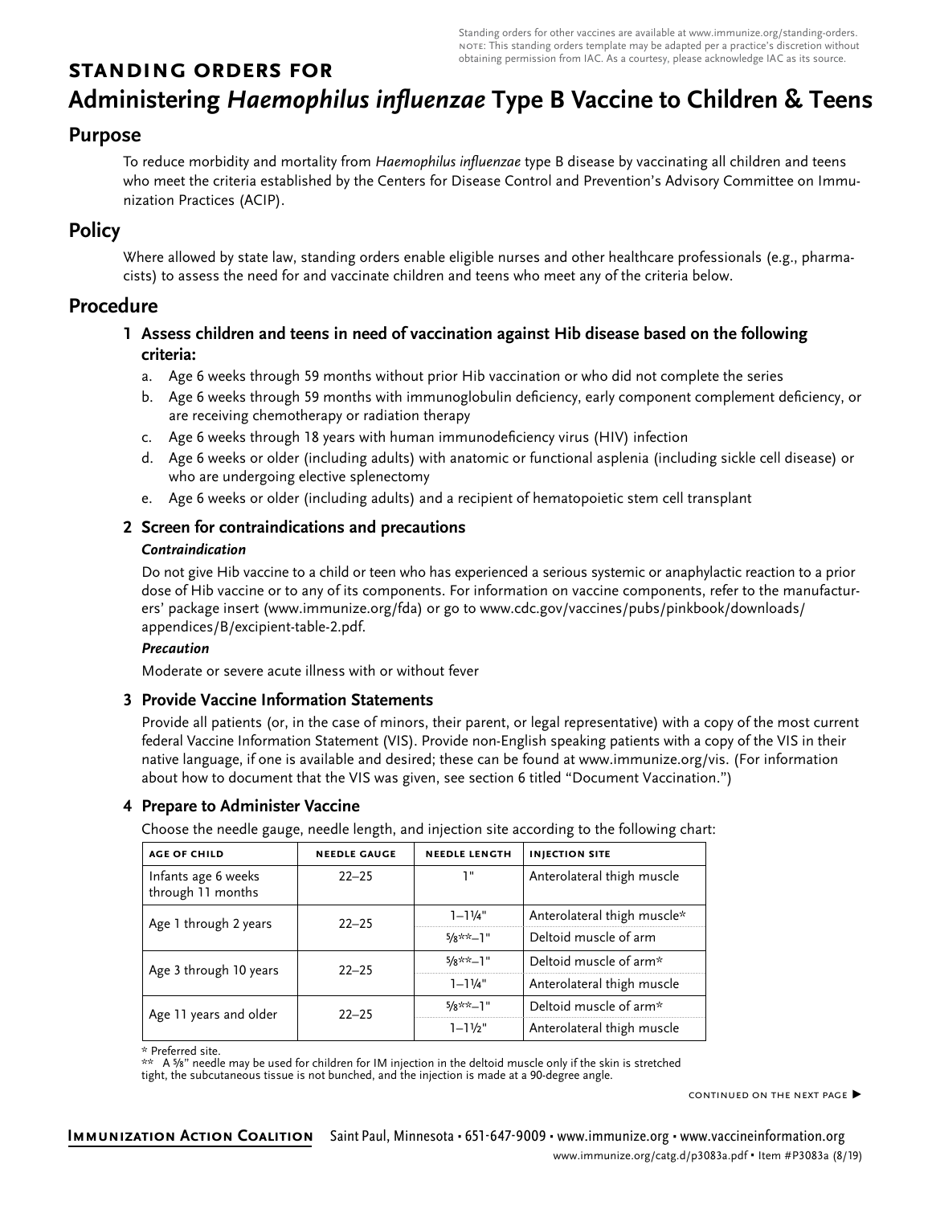Standing orders for other vaccines are available at www.immunize.org/standing-orders. NOTE: This standing orders template may be adapted per a practice's discretion without obtaining permission from IAC. As a courtesy, please acknowledge IAC as its source.

**STANDING ORDERS FOR**

# Administering *Haemophilus influenzae* Type B Vaccine to Children & Teens

## Purpose

To reduce morbidity and mortality from *Haemophilus influenzae* type B disease by vaccinating all children and teens who meet the criteria established by the Centers for Disease Control and Prevention's Advisory Committee on Immunization Practices (ACIP).

## Policy

Where allowed by state law, standing orders enable eligible nurses and other healthcare professionals (e.g., pharmacists) to assess the need for and vaccinate children and teens who meet any of the criteria below.

## Procedure

### 1 Assess children and teens in need of vaccination against Hib disease based on the following criteria:

a. Age 6 weeks through 59 months without prior Hib vaccination or who did not complete the series
b. Age 6 weeks through 59 months with immunoglobulin deficiency, early component complement deficiency, or are receiving chemotherapy or radiation therapy
c. Age 6 weeks through 18 years with human immunodeficiency virus (HIV) infection
d. Age 6 weeks or older (including adults) with anatomic or functional asplenia (including sickle cell disease) or who are undergoing elective splenectomy
e. Age 6 weeks or older (including adults) and a recipient of hematopoietic stem cell transplant

### 2 Screen for contraindications and precautions

***Contraindication***

Do not give Hib vaccine to a child or teen who has experienced a serious systemic or anaphylactic reaction to a prior dose of Hib vaccine or to any of its components. For information on vaccine components, refer to the manufacturers' package insert (www.immunize.org/fda) or go to www.cdc.gov/vaccines/pubs/pinkbook/downloads/appendices/B/excipient-table-2.pdf.

***Precaution***

Moderate or severe acute illness with or without fever

### 3 Provide Vaccine Information Statements

Provide all patients (or, in the case of minors, their parent, or legal representative) with a copy of the most current federal Vaccine Information Statement (VIS). Provide non-English speaking patients with a copy of the VIS in their native language, if one is available and desired; these can be found at www.immunize.org/vis. (For information about how to document that the VIS was given, see section 6 titled "Document Vaccination.")

### 4 Prepare to Administer Vaccine

Choose the needle gauge, needle length, and injection site according to the following chart:

| AGE OF CHILD | NEEDLE GAUGE | NEEDLE LENGTH | INJECTION SITE |
|---|---|---|---|
| Infants age 6 weeks through 11 months | 22–25 | 1" | Anterolateral thigh muscle |
| Age 1 through 2 years | 22–25 | 1–1¼" | Anterolateral thigh muscle* |
| | | ⅝**–1" | Deltoid muscle of arm |
| Age 3 through 10 years | 22–25 | ⅝**–1" | Deltoid muscle of arm* |
| | | 1–1¼" | Anterolateral thigh muscle |
| Age 11 years and older | 22–25 | ⅝**–1" | Deltoid muscle of arm* |
| | | 1–1½" | Anterolateral thigh muscle |

\* Preferred site.
** A ⅝" needle may be used for children for IM injection in the deltoid muscle only if the skin is stretched tight, the subcutaneous tissue is not bunched, and the injection is made at a 90-degree angle.

CONTINUED ON THE NEXT PAGE ▶

**IMMUNIZATION ACTION COALITION** Saint Paul, Minnesota • 651-647-9009 • www.immunize.org • www.vaccineinformation.org
www.immunize.org/catg.d/p3083a.pdf • Item #P3083a (8/19)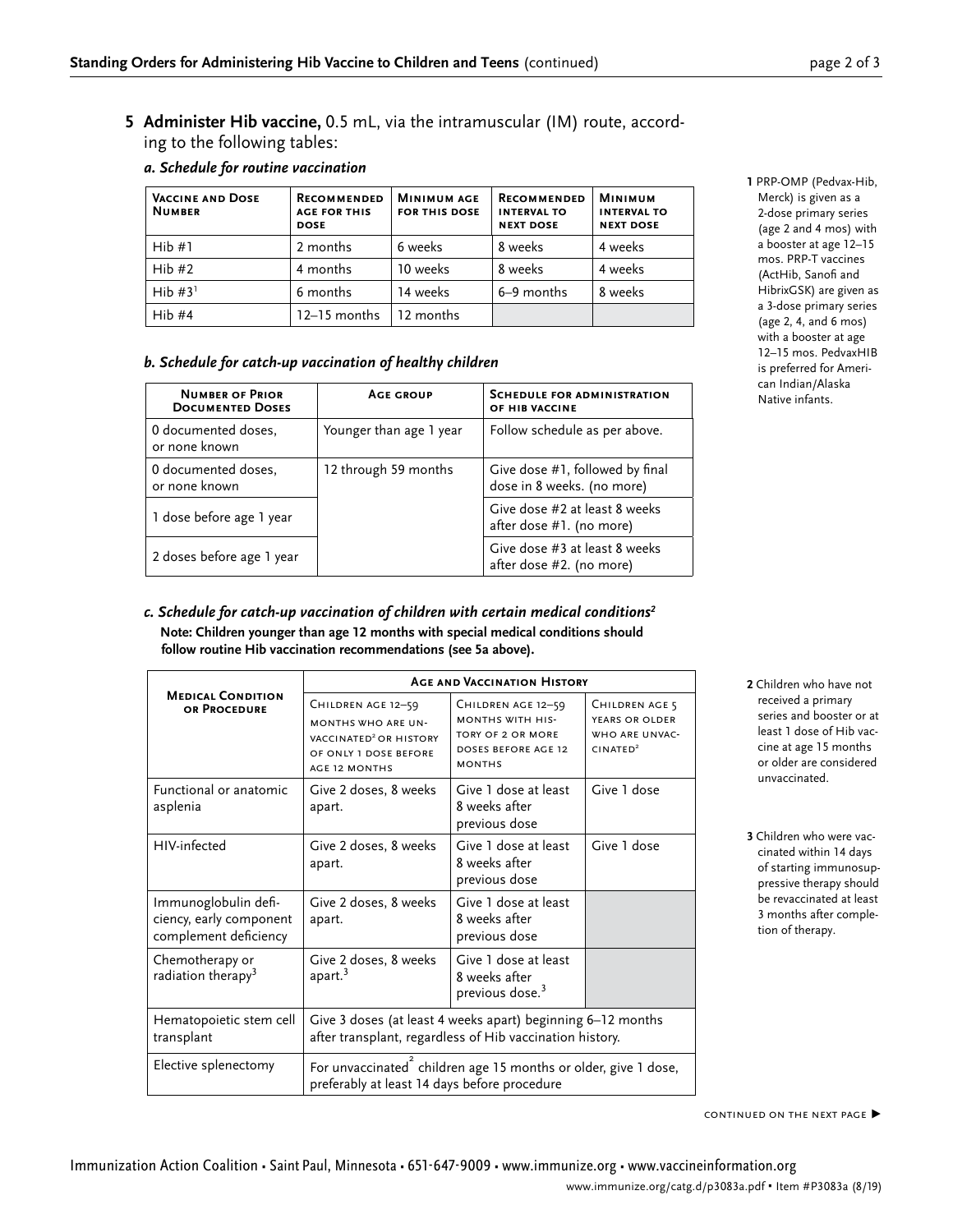**5 Administer Hib vaccine,** 0.5 mL, via the intramuscular (IM) route, according to the following tables:

***a. Schedule for routine vaccination***

| Vaccine and Dose Number | Recommended age for this dose | Minimum age for this dose | Recommended interval to next dose | Minimum interval to next dose |
|---|---|---|---|---|
| Hib #1 | 2 months | 6 weeks | 8 weeks | 4 weeks |
| Hib #2 | 4 months | 10 weeks | 8 weeks | 4 weeks |
| Hib #3[1] | 6 months | 14 weeks | 6–9 months | 8 weeks |
| Hib #4 | 12–15 months | 12 months | | |

**1** PRP-OMP (Pedvax-Hib, Merck) is given as a 2-dose primary series (age 2 and 4 mos) with a booster at age 12–15 mos. PRP-T vaccines (ActHib, Sanofi and HibrixGSK) are given as a 3-dose primary series (age 2, 4, and 6 mos) with a booster at age 12–15 mos. PedvaxHIB is preferred for American Indian/Alaska Native infants.

***b. Schedule for catch-up vaccination of healthy children***

| Number of Prior Documented Doses | Age group | Schedule for administration of Hib vaccine |
|---|---|---|
| 0 documented doses, or none known | Younger than age 1 year | Follow schedule as per above. |
| 0 documented doses, or none known | 12 through 59 months | Give dose #1, followed by final dose in 8 weeks. (no more) |
| 1 dose before age 1 year | | Give dose #2 at least 8 weeks after dose #1. (no more) |
| 2 doses before age 1 year | | Give dose #3 at least 8 weeks after dose #2. (no more) |

***c. Schedule for catch-up vaccination of children with certain medical conditions[2]***

**Note: Children younger than age 12 months with special medical conditions should follow routine Hib vaccination recommendations (see 5a above).**

| Medical Condition or Procedure | Age and Vaccination History | | |
|---|---|---|---|
| | Children age 12–59 months who are unvaccinated[2] or history of only 1 dose before age 12 months | Children age 12–59 months with history of 2 or more doses before age 12 months | Children age 5 years or older who are unvaccinated[2] |
| Functional or anatomic asplenia | Give 2 doses, 8 weeks apart. | Give 1 dose at least 8 weeks after previous dose | Give 1 dose |
| HIV-infected | Give 2 doses, 8 weeks apart. | Give 1 dose at least 8 weeks after previous dose | Give 1 dose |
| Immunoglobulin deficiency, early component complement deficiency | Give 2 doses, 8 weeks apart. | Give 1 dose at least 8 weeks after previous dose | |
| Chemotherapy or radiation therapy[3] | Give 2 doses, 8 weeks apart.[3] | Give 1 dose at least 8 weeks after previous dose.[3] | |
| Hematopoietic stem cell transplant | Give 3 doses (at least 4 weeks apart) beginning 6–12 months after transplant, regardless of Hib vaccination history. | | |
| Elective splenectomy | For unvaccinated[2] children age 15 months or older, give 1 dose, preferably at least 14 days before procedure | | |

**2** Children who have not received a primary series and booster or at least 1 dose of Hib vaccine at age 15 months or older are considered unvaccinated.

**3** Children who were vaccinated within 14 days of starting immunosuppressive therapy should be revaccinated at least 3 months after completion of therapy.

continued on the next page ▶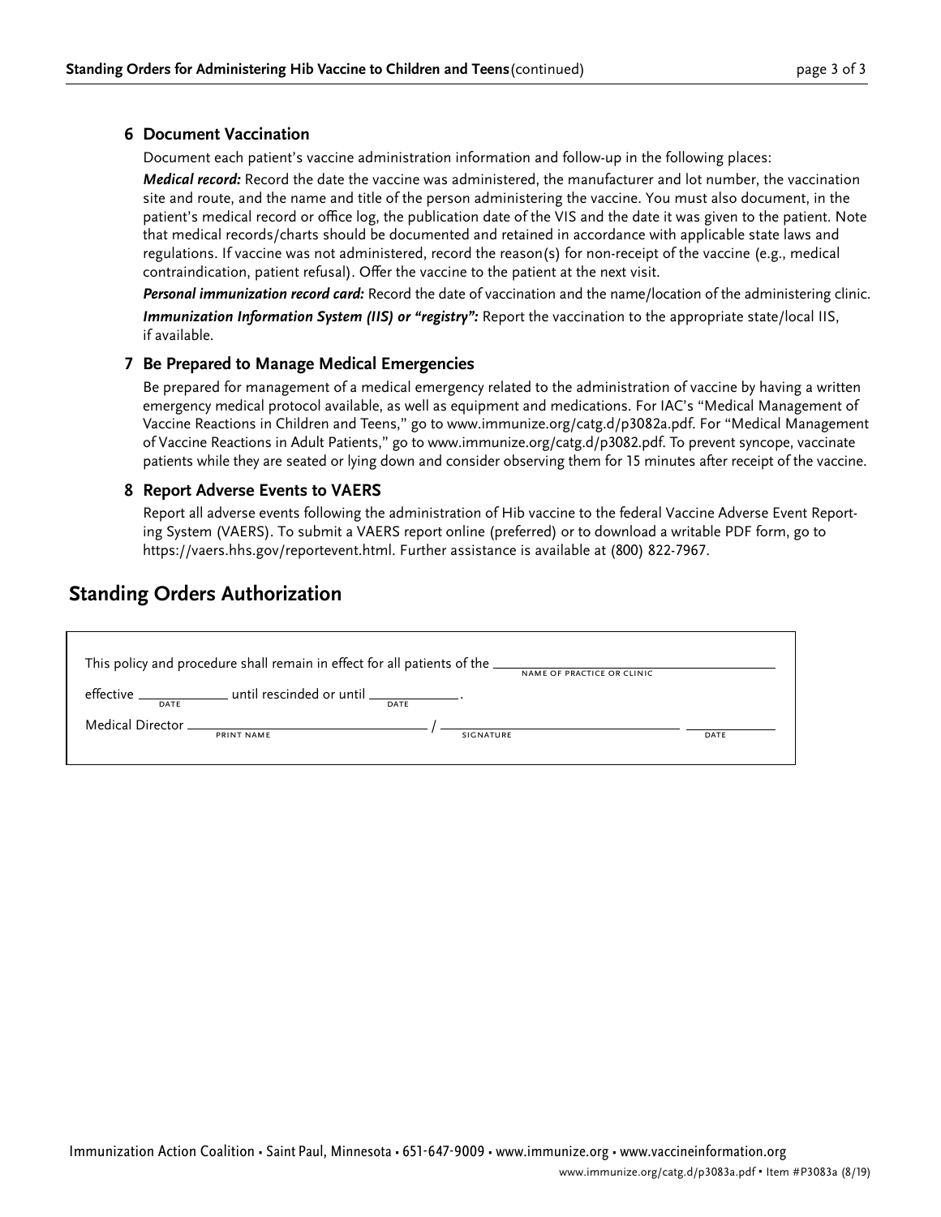### 6 Document Vaccination

Document each patient's vaccine administration information and follow-up in the following places:

***Medical record:*** Record the date the vaccine was administered, the manufacturer and lot number, the vaccination site and route, and the name and title of the person administering the vaccine. You must also document, in the patient's medical record or office log, the publication date of the VIS and the date it was given to the patient. Note that medical records/charts should be documented and retained in accordance with applicable state laws and regulations. If vaccine was not administered, record the reason(s) for non-receipt of the vaccine (e.g., medical contraindication, patient refusal). Offer the vaccine to the patient at the next visit.

***Personal immunization record card:*** Record the date of vaccination and the name/location of the administering clinic.

***Immunization Information System (IIS) or "registry":*** Report the vaccination to the appropriate state/local IIS, if available.

### 7 Be Prepared to Manage Medical Emergencies

Be prepared for management of a medical emergency related to the administration of vaccine by having a written emergency medical protocol available, as well as equipment and medications. For IAC's "Medical Management of Vaccine Reactions in Children and Teens," go to www.immunize.org/catg.d/p3082a.pdf. For "Medical Management of Vaccine Reactions in Adult Patients," go to www.immunize.org/catg.d/p3082.pdf. To prevent syncope, vaccinate patients while they are seated or lying down and consider observing them for 15 minutes after receipt of the vaccine.

### 8 Report Adverse Events to VAERS

Report all adverse events following the administration of Hib vaccine to the federal Vaccine Adverse Event Reporting System (VAERS). To submit a VAERS report online (preferred) or to download a writable PDF form, go to https://vaers.hhs.gov/reportevent.html. Further assistance is available at (800) 822-7967.

## Standing Orders Authorization

This policy and procedure shall remain in effect for all patients of the ______________________________
NAME OF PRACTICE OR CLINIC

effective ____________ until rescinded or until ____________.
DATE DATE

Medical Director ______________________________ / ______________________________ ____________
PRINT NAME SIGNATURE DATE

Immunization Action Coalition • Saint Paul, Minnesota • 651-647-9009 • www.immunize.org • www.vaccineinformation.org

www.immunize.org/catg.d/p3083a.pdf • Item #P3083a (8/19)